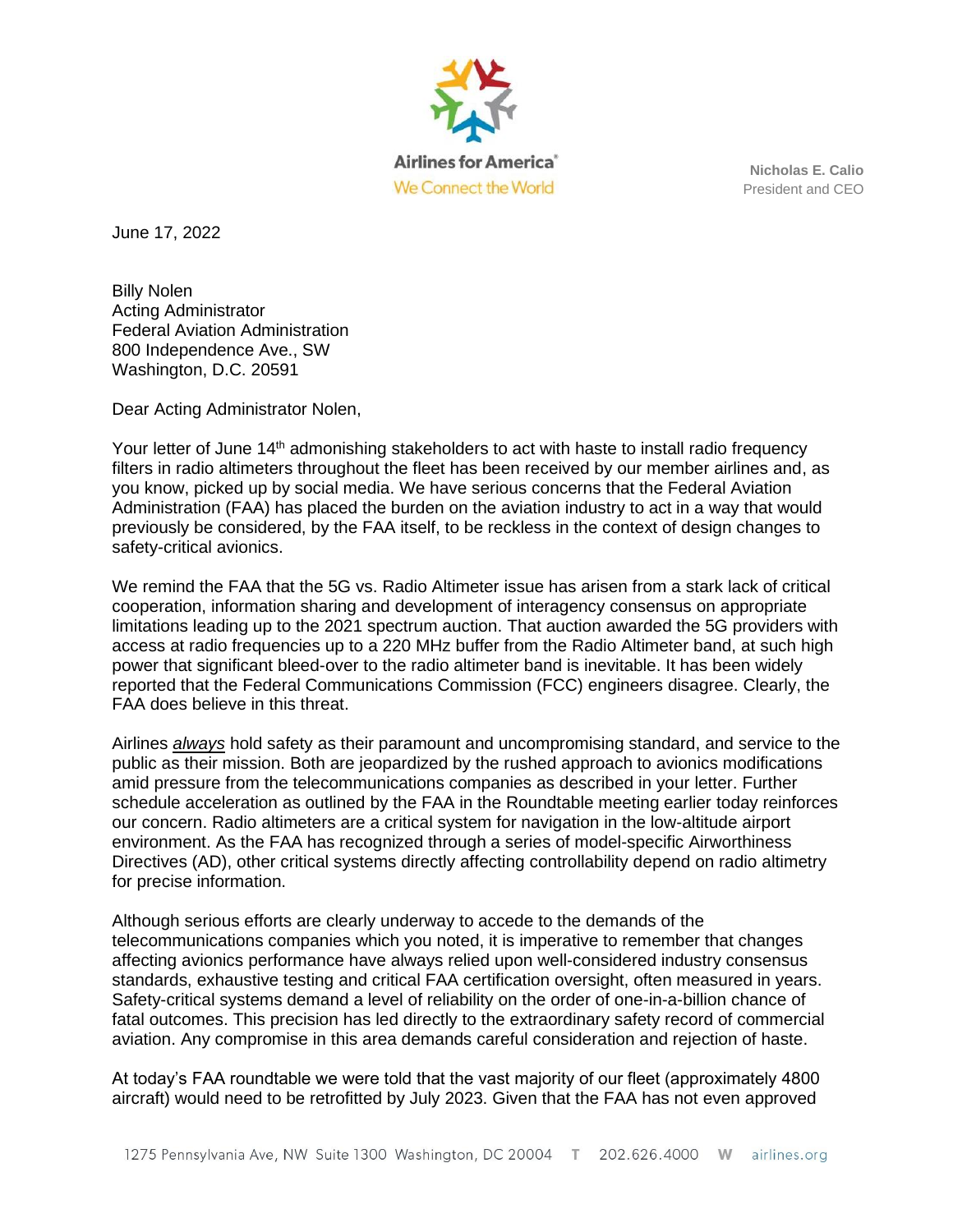Airlines for America®
We Connect the World

**Nicholas E. Calio**
President and CEO

June 17, 2022

Billy Nolen
Acting Administrator
Federal Aviation Administration
800 Independence Ave., SW
Washington, D.C. 20591

Dear Acting Administrator Nolen,

Your letter of June 14th admonishing stakeholders to act with haste to install radio frequency filters in radio altimeters throughout the fleet has been received by our member airlines and, as you know, picked up by social media. We have serious concerns that the Federal Aviation Administration (FAA) has placed the burden on the aviation industry to act in a way that would previously be considered, by the FAA itself, to be reckless in the context of design changes to safety-critical avionics.

We remind the FAA that the 5G vs. Radio Altimeter issue has arisen from a stark lack of critical cooperation, information sharing and development of interagency consensus on appropriate limitations leading up to the 2021 spectrum auction. That auction awarded the 5G providers with access at radio frequencies up to a 220 MHz buffer from the Radio Altimeter band, at such high power that significant bleed-over to the radio altimeter band is inevitable. It has been widely reported that the Federal Communications Commission (FCC) engineers disagree. Clearly, the FAA does believe in this threat.

Airlines ***always*** hold safety as their paramount and uncompromising standard, and service to the public as their mission. Both are jeopardized by the rushed approach to avionics modifications amid pressure from the telecommunications companies as described in your letter. Further schedule acceleration as outlined by the FAA in the Roundtable meeting earlier today reinforces our concern. Radio altimeters are a critical system for navigation in the low-altitude airport environment. As the FAA has recognized through a series of model-specific Airworthiness Directives (AD), other critical systems directly affecting controllability depend on radio altimetry for precise information.

Although serious efforts are clearly underway to accede to the demands of the telecommunications companies which you noted, it is imperative to remember that changes affecting avionics performance have always relied upon well-considered industry consensus standards, exhaustive testing and critical FAA certification oversight, often measured in years. Safety-critical systems demand a level of reliability on the order of one-in-a-billion chance of fatal outcomes. This precision has led directly to the extraordinary safety record of commercial aviation. Any compromise in this area demands careful consideration and rejection of haste.

At today's FAA roundtable we were told that the vast majority of our fleet (approximately 4800 aircraft) would need to be retrofitted by July 2023. Given that the FAA has not even approved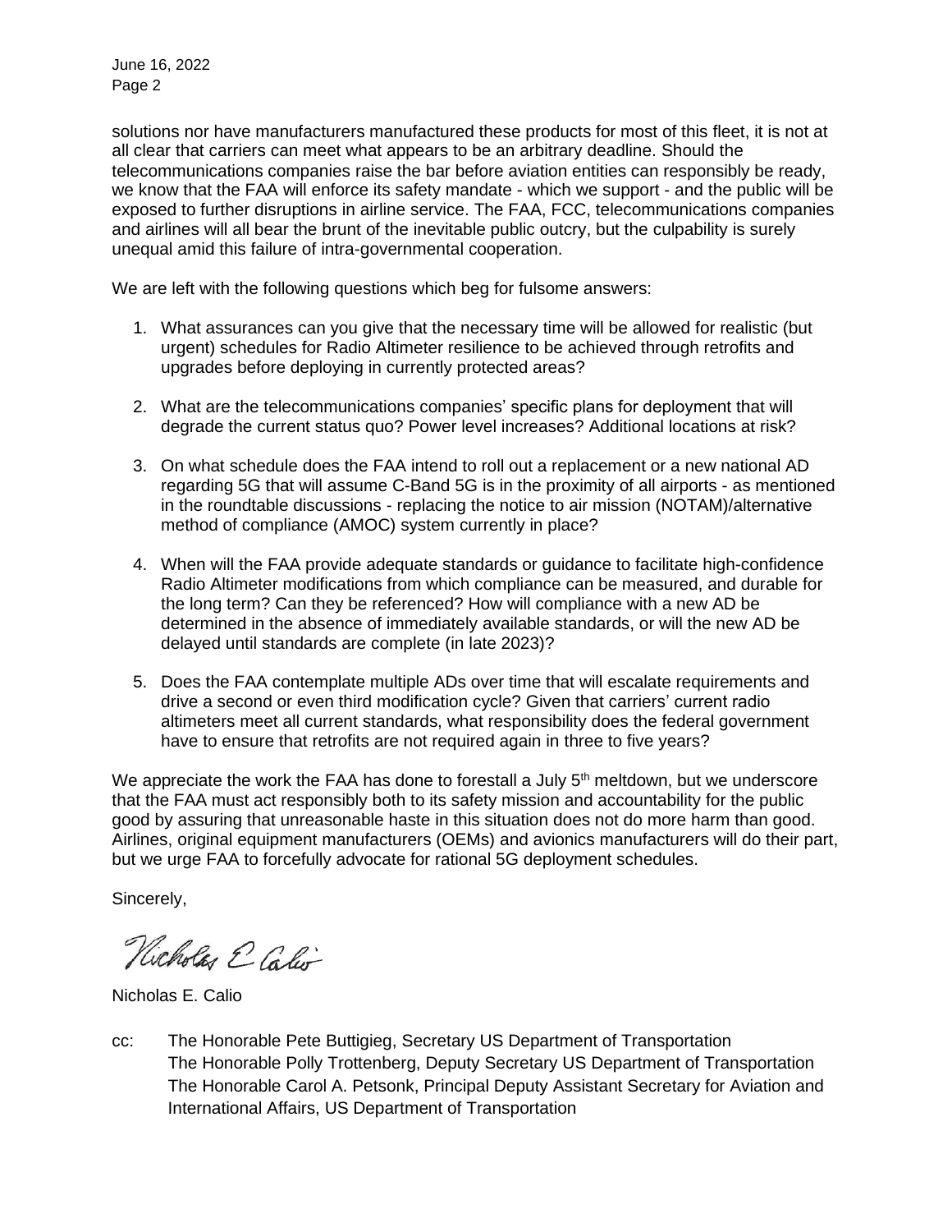solutions nor have manufacturers manufactured these products for most of this fleet, it is not at all clear that carriers can meet what appears to be an arbitrary deadline. Should the telecommunications companies raise the bar before aviation entities can responsibly be ready, we know that the FAA will enforce its safety mandate - which we support - and the public will be exposed to further disruptions in airline service. The FAA, FCC, telecommunications companies and airlines will all bear the brunt of the inevitable public outcry, but the culpability is surely unequal amid this failure of intra-governmental cooperation.

We are left with the following questions which beg for fulsome answers:

1. What assurances can you give that the necessary time will be allowed for realistic (but urgent) schedules for Radio Altimeter resilience to be achieved through retrofits and upgrades before deploying in currently protected areas?

2. What are the telecommunications companies' specific plans for deployment that will degrade the current status quo? Power level increases? Additional locations at risk?

3. On what schedule does the FAA intend to roll out a replacement or a new national AD regarding 5G that will assume C-Band 5G is in the proximity of all airports - as mentioned in the roundtable discussions - replacing the notice to air mission (NOTAM)/alternative method of compliance (AMOC) system currently in place?

4. When will the FAA provide adequate standards or guidance to facilitate high-confidence Radio Altimeter modifications from which compliance can be measured, and durable for the long term? Can they be referenced? How will compliance with a new AD be determined in the absence of immediately available standards, or will the new AD be delayed until standards are complete (in late 2023)?

5. Does the FAA contemplate multiple ADs over time that will escalate requirements and drive a second or even third modification cycle? Given that carriers' current radio altimeters meet all current standards, what responsibility does the federal government have to ensure that retrofits are not required again in three to five years?

We appreciate the work the FAA has done to forestall a July 5th meltdown, but we underscore that the FAA must act responsibly both to its safety mission and accountability for the public good by assuring that unreasonable haste in this situation does not do more harm than good. Airlines, original equipment manufacturers (OEMs) and avionics manufacturers will do their part, but we urge FAA to forcefully advocate for rational 5G deployment schedules.

Sincerely,

Nicholas E. Calio

cc: The Honorable Pete Buttigieg, Secretary US Department of Transportation
The Honorable Polly Trottenberg, Deputy Secretary US Department of Transportation
The Honorable Carol A. Petsonk, Principal Deputy Assistant Secretary for Aviation and International Affairs, US Department of Transportation